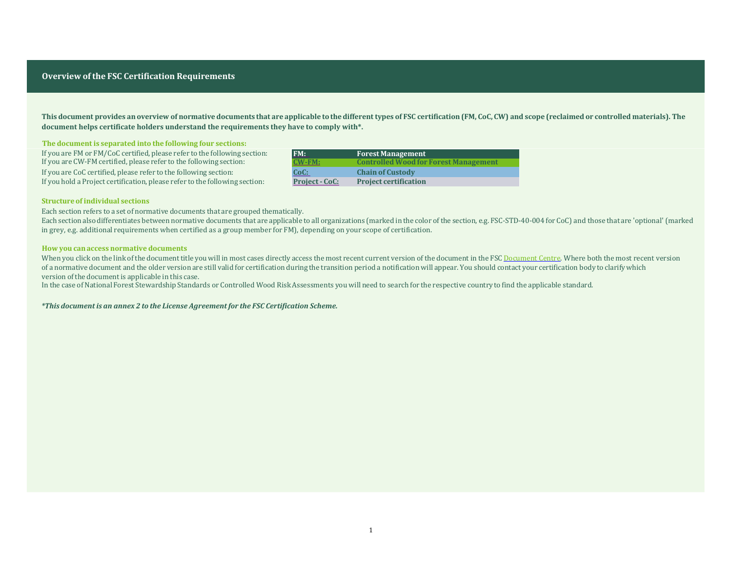# Overview of the FSC Certification Requirements

**This document provides an overview of normative documents that are applicable to the different types of FSC certification (FM, CoC, CW) and scope (reclaimed or controlled materials). The document helps certificate holders understand the requirements they have to comply with*.**

### The document is separated into the following four sections:

| | | |
|---|---|---|
| If you are FM or FM/CoC certified, please refer to the following section: | **FM:** | **Forest Management** |
| If you are CW-FM certified, please refer to the following section: | **CW-FM:** | **Controlled Wood for Forest Management** |
| If you are CoC certified, please refer to the following section: | **CoC:** | **Chain of Custody** |
| If you hold a Project certification, please refer to the following section: | **Project - CoC:** | **Project certification** |

### Structure of individual sections

Each section refers to a set of normative documents that are grouped thematically.

Each section also differentiates between normative documents that are applicable to all organizations (marked in the color of the section, e.g. FSC-STD-40-004 for CoC) and those that are 'optional' (marked in grey, e.g. additional requirements when certified as a group member for FM), depending on your scope of certification.

### How you can access normative documents

When you click on the link of the document title you will in most cases directly access the most recent current version of the document in the FSC Document Centre. Where both the most recent version of a normative document and the older version are still valid for certification during the transition period a notification will appear. You should contact your certification body to clarify which version of the document is applicable in this case.

In the case of National Forest Stewardship Standards or Controlled Wood Risk Assessments you will need to search for the respective country to find the applicable standard.

***This document is an annex 2 to the License Agreement for the FSC Certification Scheme.***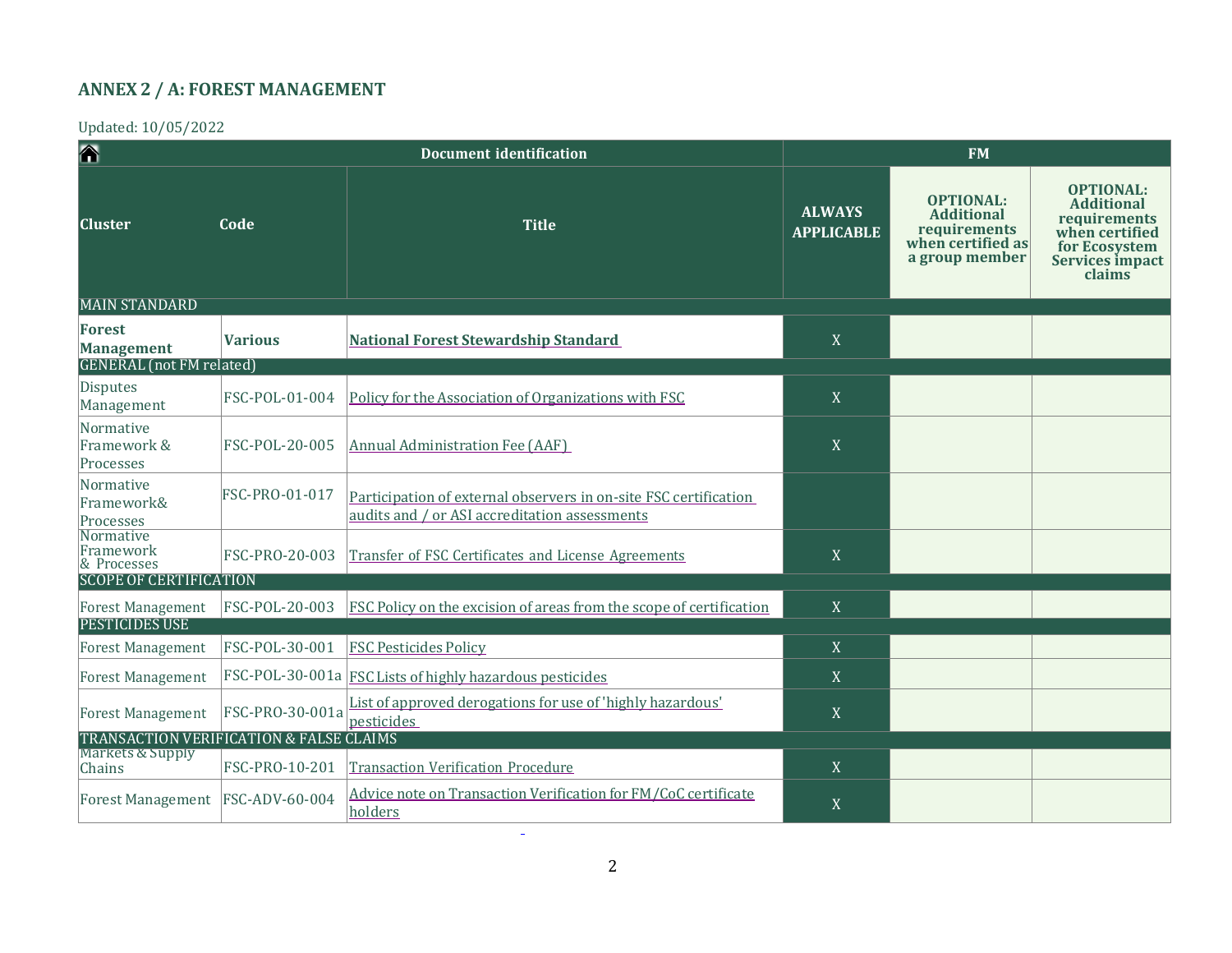## ANNEX 2 / A: FOREST MANAGEMENT

Updated: 10/05/2022

| Document identification | | | FM | | |
|---|---|---|---|---|---|
| **Cluster** | **Code** | **Title** | **ALWAYS APPLICABLE** | **OPTIONAL: Additional requirements when certified as a group member** | **OPTIONAL: Additional requirements when certified for Ecosystem Services impact claims** |
| MAIN STANDARD | | | | | |
| **Forest Management** | **Various** | **National Forest Stewardship Standard** | X | | |
| GENERAL (not FM related) | | | | | |
| Disputes Management | FSC-POL-01-004 | Policy for the Association of Organizations with FSC | X | | |
| Normative Framework & Processes | FSC-POL-20-005 | Annual Administration Fee (AAF) | X | | |
| Normative Framework& Processes | FSC-PRO-01-017 | Participation of external observers in on-site FSC certification audits and / or ASI accreditation assessments | | | |
| Normative Framework & Processes | FSC-PRO-20-003 | Transfer of FSC Certificates and License Agreements | X | | |
| SCOPE OF CERTIFICATION | | | | | |
| Forest Management | FSC-POL-20-003 | FSC Policy on the excision of areas from the scope of certification | X | | |
| PESTICIDES USE | | | | | |
| Forest Management | FSC-POL-30-001 | FSC Pesticides Policy | X | | |
| Forest Management | FSC-POL-30-001a | FSC Lists of highly hazardous pesticides | X | | |
| Forest Management | FSC-PRO-30-001a | List of approved derogations for use of 'highly hazardous' pesticides | X | | |
| TRANSACTION VERIFICATION & FALSE CLAIMS | | | | | |
| Markets & Supply Chains | FSC-PRO-10-201 | Transaction Verification Procedure | X | | |
| Forest Management | FSC-ADV-60-004 | Advice note on Transaction Verification for FM/CoC certificate holders | X | | |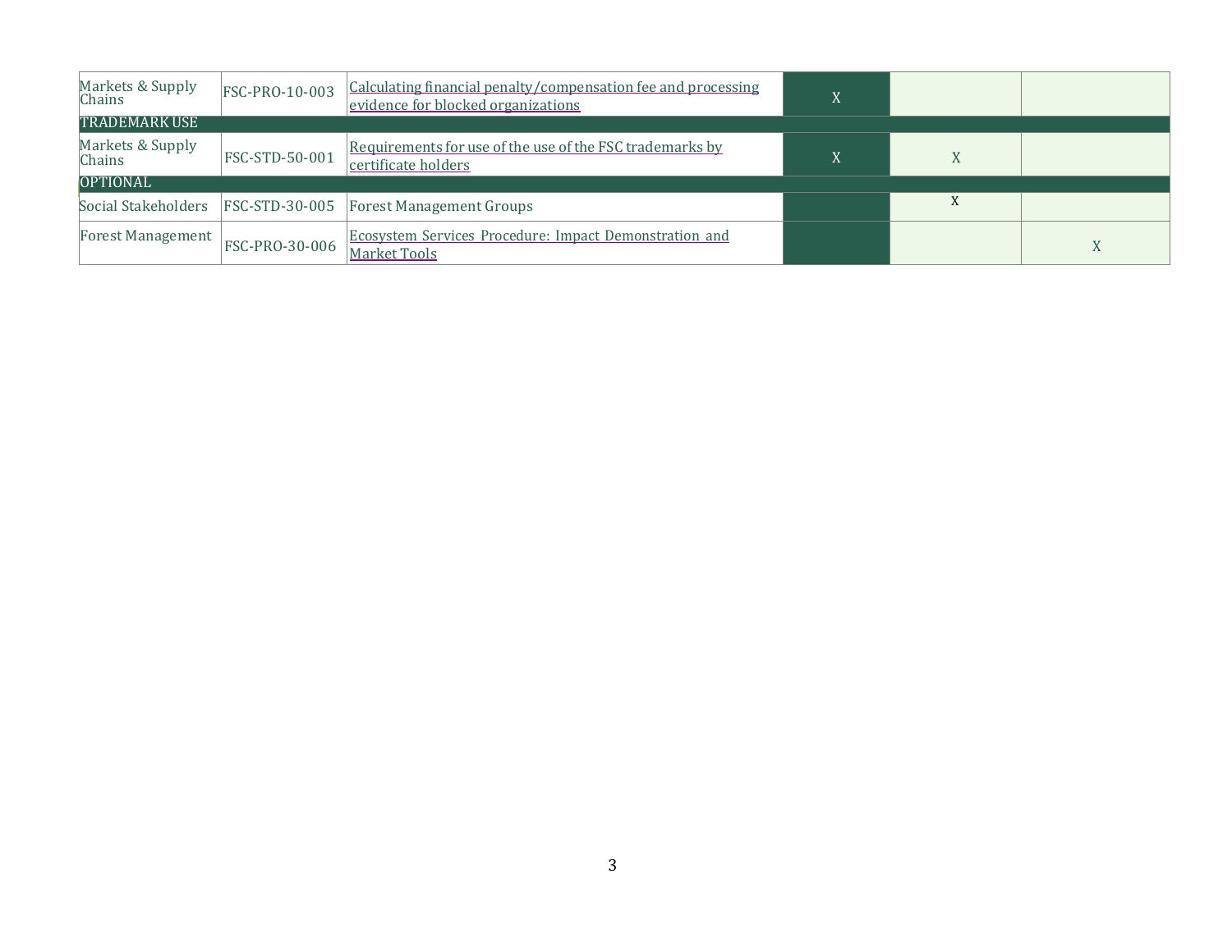| | | | | | |
|---|---|---|---|---|---|
| Markets & Supply Chains | FSC-PRO-10-003 | Calculating financial penalty/compensation fee and processing evidence for blocked organizations | X | | |
| TRADEMARK USE | | | | | |
| Markets & Supply Chains | FSC-STD-50-001 | Requirements for use of the use of the FSC trademarks by certificate holders | X | X | |
| OPTIONAL | | | | | |
| Social Stakeholders | FSC-STD-30-005 | Forest Management Groups | | X | |
| Forest Management | FSC-PRO-30-006 | Ecosystem Services Procedure: Impact Demonstration and Market Tools | | | X |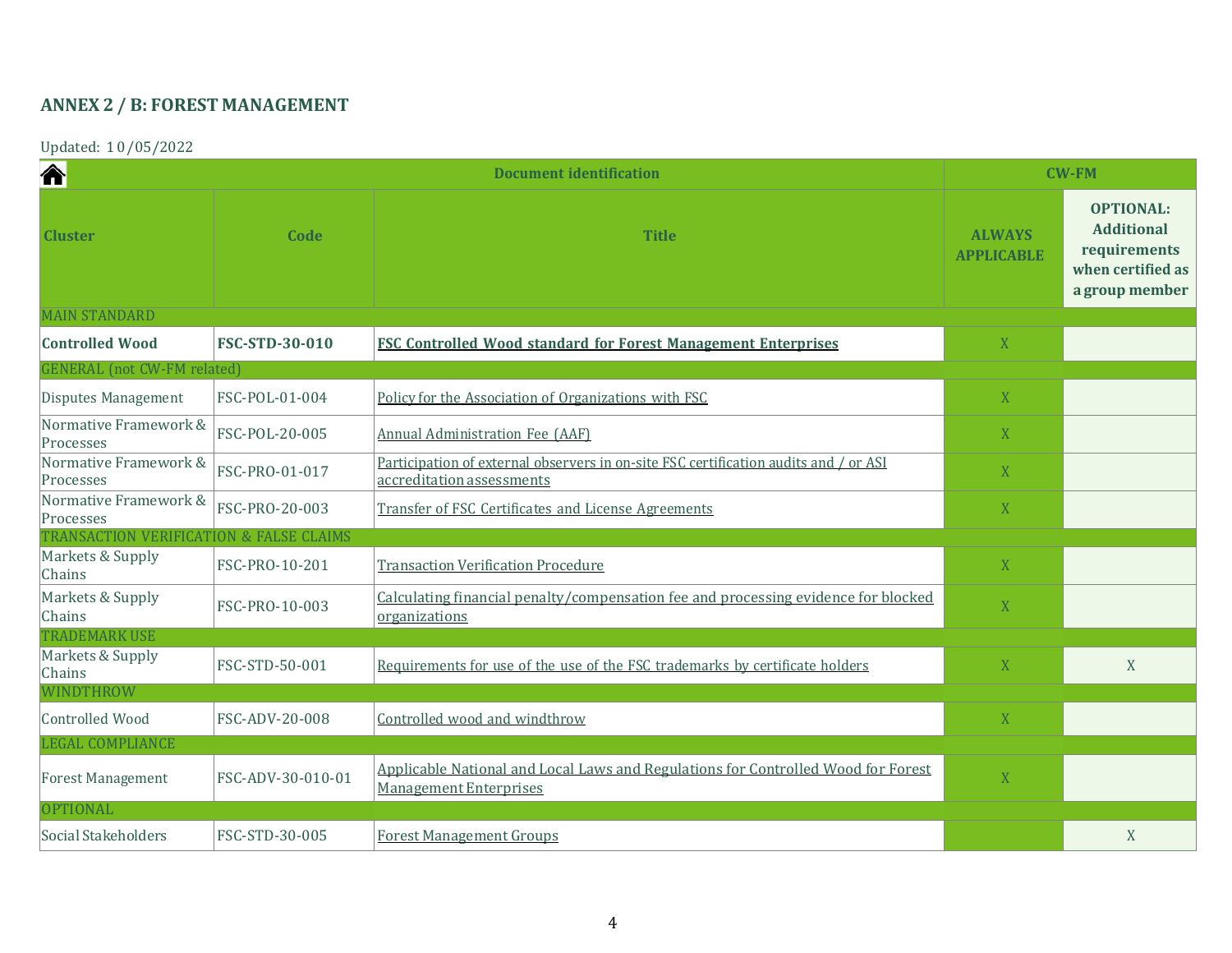## ANNEX 2 / B: FOREST MANAGEMENT

Updated: 10/05/2022

| Document identification | | | CW-FM | |
|---|---|---|---|---|
| Cluster | Code | Title | ALWAYS APPLICABLE | OPTIONAL: Additional requirements when certified as a group member |
| MAIN STANDARD | | | | |
| **Controlled Wood** | **FSC-STD-30-010** | **FSC Controlled Wood standard for Forest Management Enterprises** | X | |
| GENERAL (not CW-FM related) | | | | |
| Disputes Management | FSC-POL-01-004 | Policy for the Association of Organizations with FSC | X | |
| Normative Framework & Processes | FSC-POL-20-005 | Annual Administration Fee (AAF) | X | |
| Normative Framework & Processes | FSC-PRO-01-017 | Participation of external observers in on-site FSC certification audits and / or ASI accreditation assessments | X | |
| Normative Framework & Processes | FSC-PRO-20-003 | Transfer of FSC Certificates and License Agreements | X | |
| TRANSACTION VERIFICATION & FALSE CLAIMS | | | | |
| Markets & Supply Chains | FSC-PRO-10-201 | Transaction Verification Procedure | X | |
| Markets & Supply Chains | FSC-PRO-10-003 | Calculating financial penalty/compensation fee and processing evidence for blocked organizations | X | |
| TRADEMARK USE | | | | |
| Markets & Supply Chains | FSC-STD-50-001 | Requirements for use of the use of the FSC trademarks by certificate holders | X | X |
| WINDTHROW | | | | |
| Controlled Wood | FSC-ADV-20-008 | Controlled wood and windthrow | X | |
| LEGAL COMPLIANCE | | | | |
| Forest Management | FSC-ADV-30-010-01 | Applicable National and Local Laws and Regulations for Controlled Wood for Forest Management Enterprises | X | |
| OPTIONAL | | | | |
| Social Stakeholders | FSC-STD-30-005 | Forest Management Groups | | X |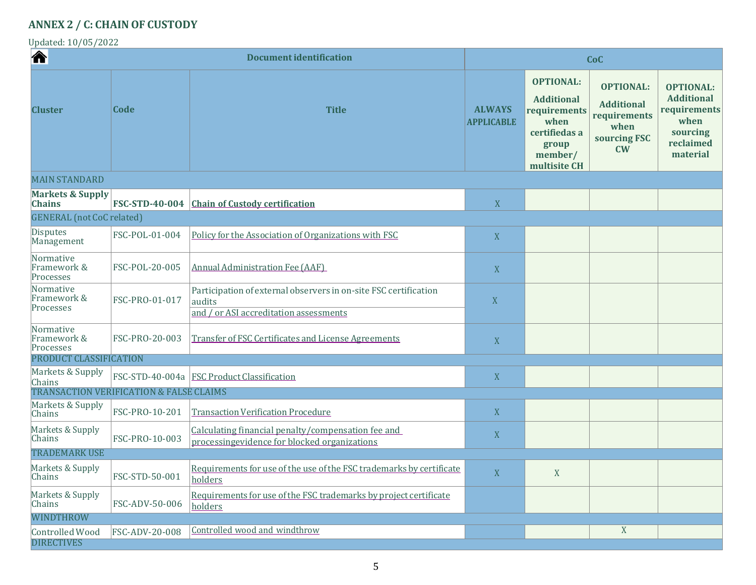## ANNEX 2 / C: CHAIN OF CUSTODY

Updated: 10/05/2022

| Document identification | | | CoC | | | |
|---|---|---|---|---|---|---|
| **Cluster** | **Code** | **Title** | **ALWAYS APPLICABLE** | **OPTIONAL: Additional requirements when certifiedas a group member/ multisite CH** | **OPTIONAL: Additional requirements when sourcing FSC CW** | **OPTIONAL: Additional requirements when sourcing reclaimed material** |
| MAIN STANDARD | | | | | | |
| **Markets & Supply Chains** | **FSC-STD-40-004** | **Chain of Custody certification** | X | | | |
| GENERAL (not CoC related) | | | | | | |
| Disputes Management | FSC-POL-01-004 | Policy for the Association of Organizations with FSC | X | | | |
| Normative Framework & Processes | FSC-POL-20-005 | Annual Administration Fee (AAF) | X | | | |
| Normative Framework & Processes | FSC-PRO-01-017 | Participation of external observers in on-site FSC certification audits and / or ASI accreditation assessments | X | | | |
| Normative Framework & Processes | FSC-PRO-20-003 | Transfer of FSC Certificates and License Agreements | X | | | |
| PRODUCT CLASSIFICATION | | | | | | |
| Markets & Supply Chains | FSC-STD-40-004a | FSC Product Classification | X | | | |
| TRANSACTION VERIFICATION & FALSE CLAIMS | | | | | | |
| Markets & Supply Chains | FSC-PRO-10-201 | Transaction Verification Procedure | X | | | |
| Markets & Supply Chains | FSC-PRO-10-003 | Calculating financial penalty/compensation fee and processingevidence for blocked organizations | X | | | |
| TRADEMARK USE | | | | | | |
| Markets & Supply Chains | FSC-STD-50-001 | Requirements for use of the use of the FSC trademarks by certificate holders | X | X | | |
| Markets & Supply Chains | FSC-ADV-50-006 | Requirements for use of the FSC trademarks by project certificate holders | | | | |
| WINDTHROW | | | | | | |
| Controlled Wood | FSC-ADV-20-008 | Controlled wood and windthrow | | | X | |
| DIRECTIVES | | | | | | |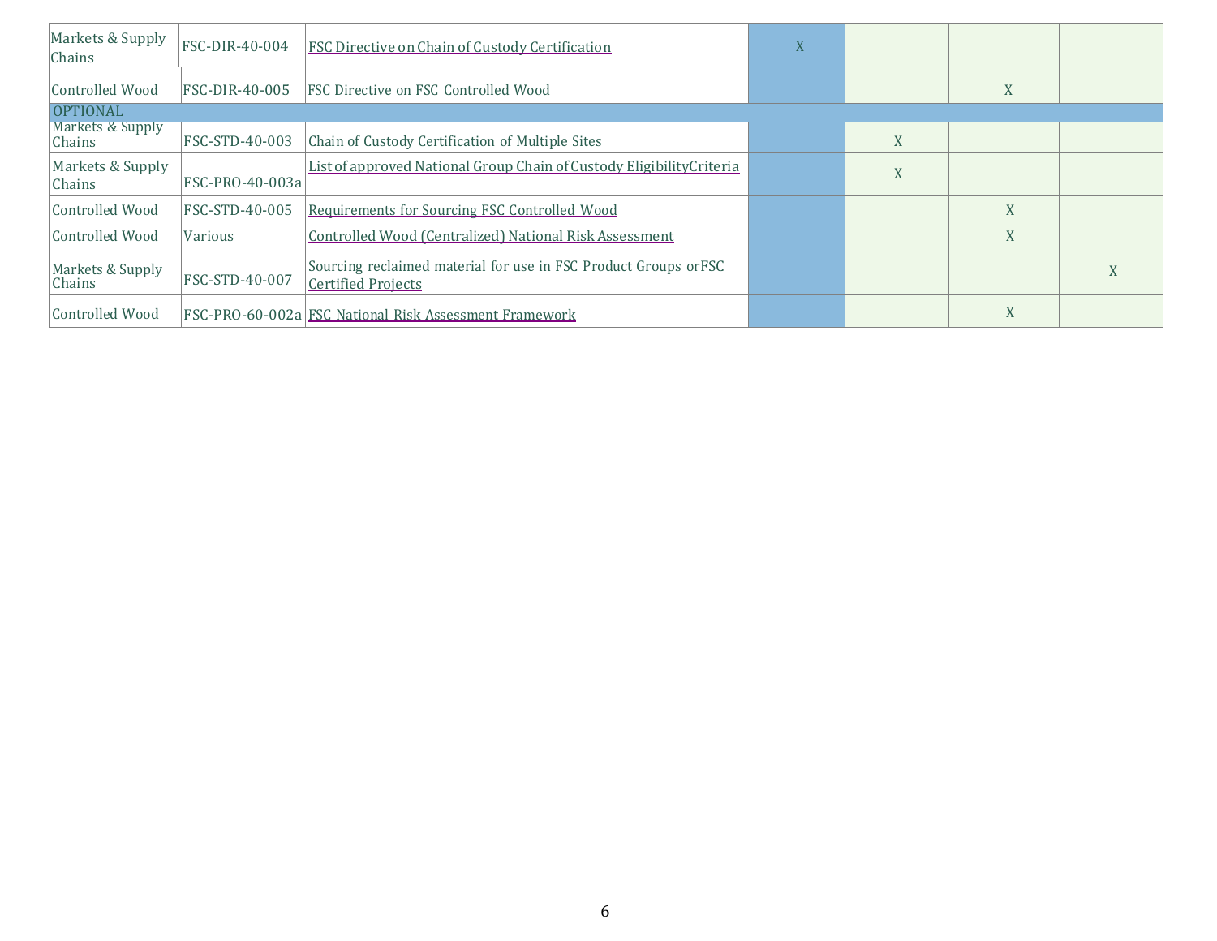| | | | | | | |
|---|---|---|---|---|---|---|
| Markets & Supply Chains | FSC-DIR-40-004 | FSC Directive on Chain of Custody Certification | X | | | |
| Controlled Wood | FSC-DIR-40-005 | FSC Directive on FSC Controlled Wood | | | X | |
| OPTIONAL | | | | | | |
| Markets & Supply Chains | FSC-STD-40-003 | Chain of Custody Certification of Multiple Sites | | X | | |
| Markets & Supply Chains | FSC-PRO-40-003a | List of approved National Group Chain of Custody EligibilityCriteria | | X | | |
| Controlled Wood | FSC-STD-40-005 | Requirements for Sourcing FSC Controlled Wood | | | X | |
| Controlled Wood | Various | Controlled Wood (Centralized) National Risk Assessment | | | X | |
| Markets & Supply Chains | FSC-STD-40-007 | Sourcing reclaimed material for use in FSC Product Groups orFSC Certified Projects | | | | X |
| Controlled Wood | FSC-PRO-60-002a | FSC National Risk Assessment Framework | | | X | |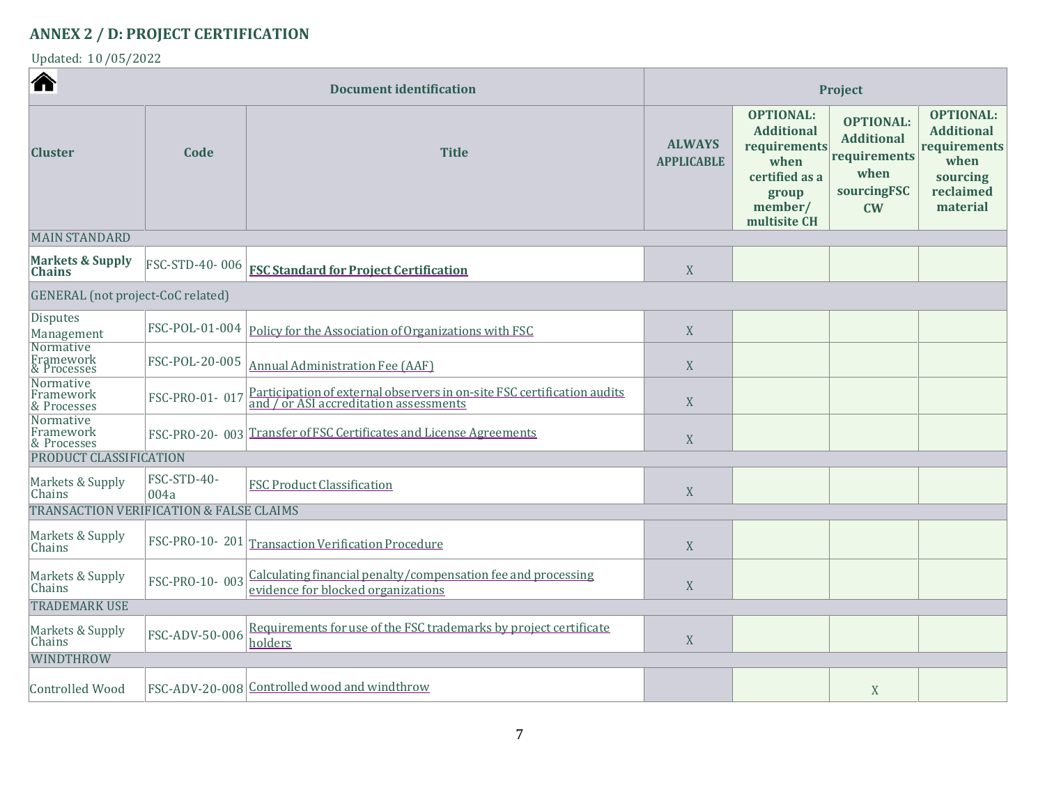## ANNEX 2 / D: PROJECT CERTIFICATION

Updated: 10/05/2022

| Document identification | | | Project | | | |
|---|---|---|---|---|---|---|
| **Cluster** | **Code** | **Title** | **ALWAYS APPLICABLE** | **OPTIONAL: Additional requirements when certified as a group member/ multisite CH** | **OPTIONAL: Additional requirements when sourcingFSC CW** | **OPTIONAL: Additional requirements when sourcing reclaimed material** |
| MAIN STANDARD | | | | | | |
| **Markets & Supply Chains** | FSC-STD-40- 006 | **FSC Standard for Project Certification** | X | | | |
| GENERAL (not project-CoC related) | | | | | | |
| Disputes Management | FSC-POL-01-004 | Policy for the Association of Organizations with FSC | X | | | |
| Normative Framework & Processes | FSC-POL-20-005 | Annual Administration Fee (AAF) | X | | | |
| Normative Framework & Processes | FSC-PRO-01- 017 | Participation of external observers in on-site FSC certification audits and / or ASI accreditation assessments | X | | | |
| Normative Framework & Processes | FSC-PRO-20- 003 | Transfer of FSC Certificates and License Agreements | X | | | |
| PRODUCT CLASSIFICATION | | | | | | |
| Markets & Supply Chains | FSC-STD-40-004a | FSC Product Classification | X | | | |
| TRANSACTION VERIFICATION & FALSE CLAIMS | | | | | | |
| Markets & Supply Chains | FSC-PRO-10- 201 | Transaction Verification Procedure | X | | | |
| Markets & Supply Chains | FSC-PRO-10- 003 | Calculating financial penalty/compensation fee and processing evidence for blocked organizations | X | | | |
| TRADEMARK USE | | | | | | |
| Markets & Supply Chains | FSC-ADV-50-006 | Requirements for use of the FSC trademarks by project certificate holders | X | | | |
| WINDTHROW | | | | | | |
| Controlled Wood | FSC-ADV-20-008 | Controlled wood and windthrow | | | X | |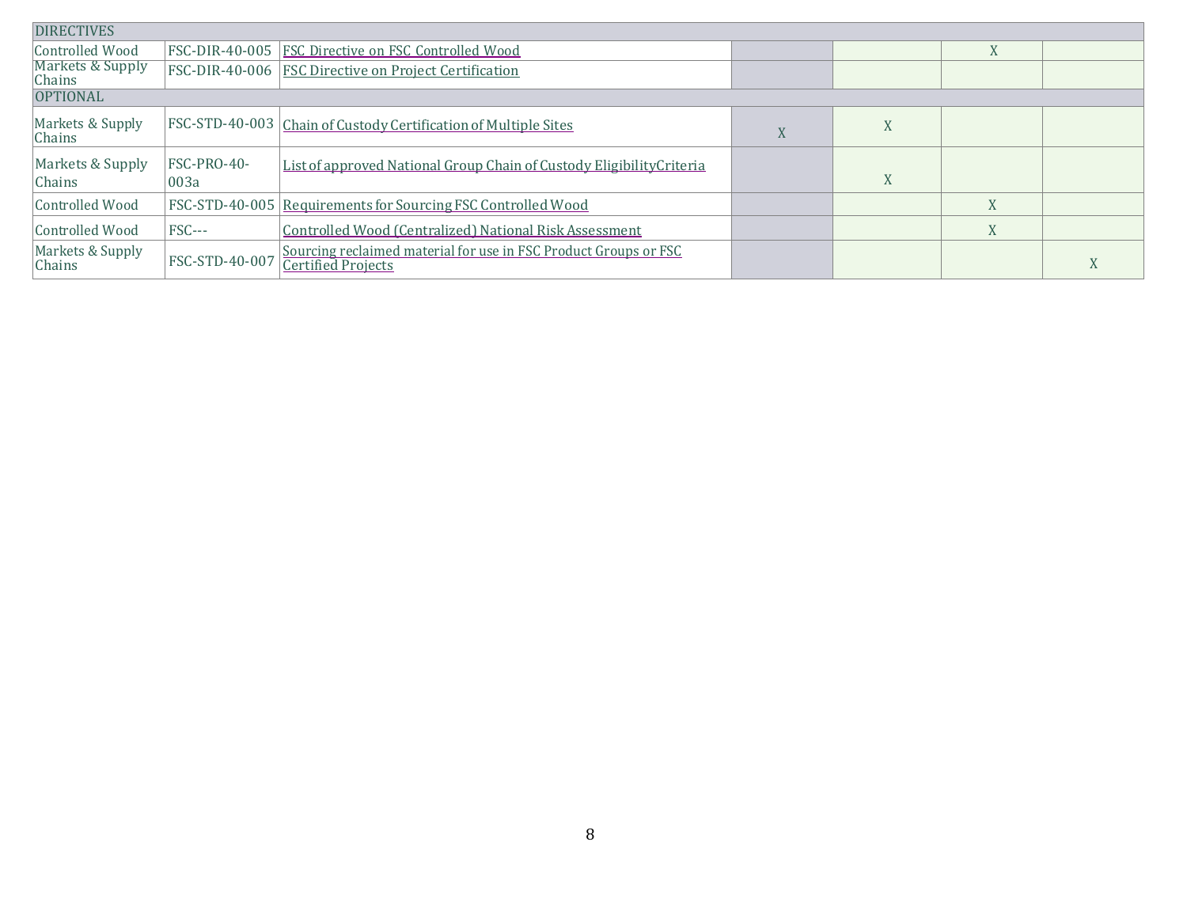| | | | | | | |
|---|---|---|---|---|---|---|
| DIRECTIVES | | | | | | |
| Controlled Wood | FSC-DIR-40-005 | FSC Directive on FSC Controlled Wood | | | X | |
| Markets & Supply Chains | FSC-DIR-40-006 | FSC Directive on Project Certification | | | | |
| OPTIONAL | | | | | | |
| Markets & Supply Chains | FSC-STD-40-003 | Chain of Custody Certification of Multiple Sites | X | X | | |
| Markets & Supply Chains | FSC-PRO-40-003a | List of approved National Group Chain of Custody EligibilityCriteria | | X | | |
| Controlled Wood | FSC-STD-40-005 | Requirements for Sourcing FSC Controlled Wood | | | X | |
| Controlled Wood | FSC--- | Controlled Wood (Centralized) National Risk Assessment | | | X | |
| Markets & Supply Chains | FSC-STD-40-007 | Sourcing reclaimed material for use in FSC Product Groups or FSC Certified Projects | | | | X |